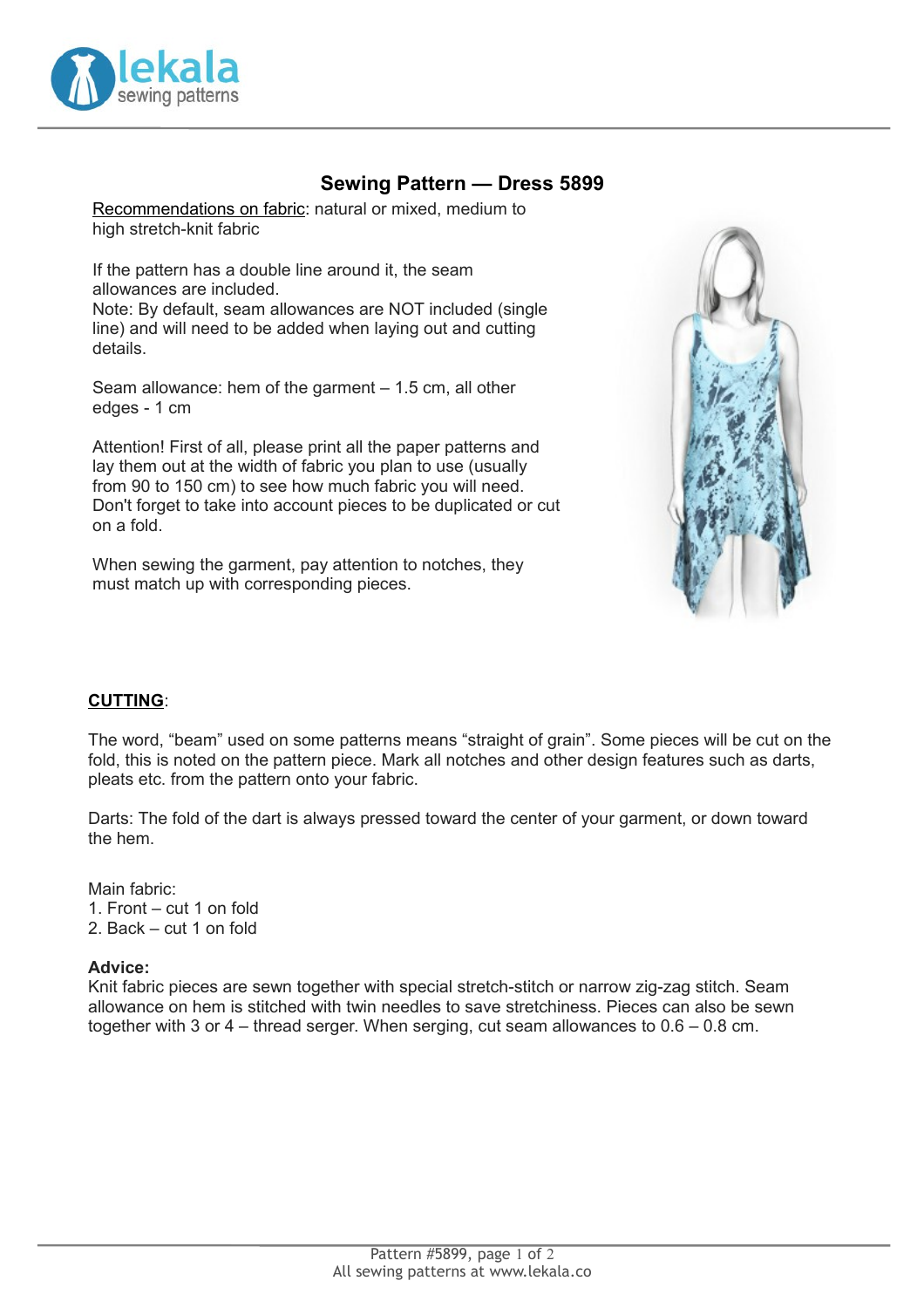# Sewing Pattern — Dress 5899

Recommendations on fabric: natural or mixed, medium to high stretch-knit fabric

If the pattern has a double line around it, the seam allowances are included.
Note: By default, seam allowances are NOT included (single line) and will need to be added when laying out and cutting details.

Seam allowance: hem of the garment – 1.5 cm, all other edges - 1 cm

Attention! First of all, please print all the paper patterns and lay them out at the width of fabric you plan to use (usually from 90 to 150 cm) to see how much fabric you will need. Don't forget to take into account pieces to be duplicated or cut on a fold.

When sewing the garment, pay attention to notches, they must match up with corresponding pieces.

## CUTTING:

The word, "beam" used on some patterns means "straight of grain". Some pieces will be cut on the fold, this is noted on the pattern piece. Mark all notches and other design features such as darts, pleats etc. from the pattern onto your fabric.

Darts: The fold of the dart is always pressed toward the center of your garment, or down toward the hem.

Main fabric:
1. Front – cut 1 on fold
2. Back – cut 1 on fold

**Advice:**
Knit fabric pieces are sewn together with special stretch-stitch or narrow zig-zag stitch. Seam allowance on hem is stitched with twin needles to save stretchiness. Pieces can also be sewn together with 3 or 4 – thread serger. When serging, cut seam allowances to 0.6 – 0.8 cm.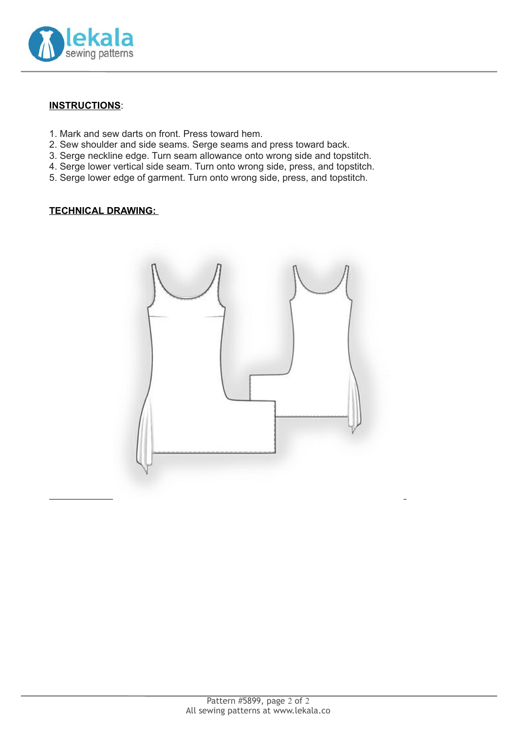**INSTRUCTIONS**:

1. Mark and sew darts on front. Press toward hem.
2. Sew shoulder and side seams. Serge seams and press toward back.
3. Serge neckline edge. Turn seam allowance onto wrong side and topstitch.
4. Serge lower vertical side seam. Turn onto wrong side, press, and topstitch.
5. Serge lower edge of garment. Turn onto wrong side, press, and topstitch.

**TECHNICAL DRAWING:**